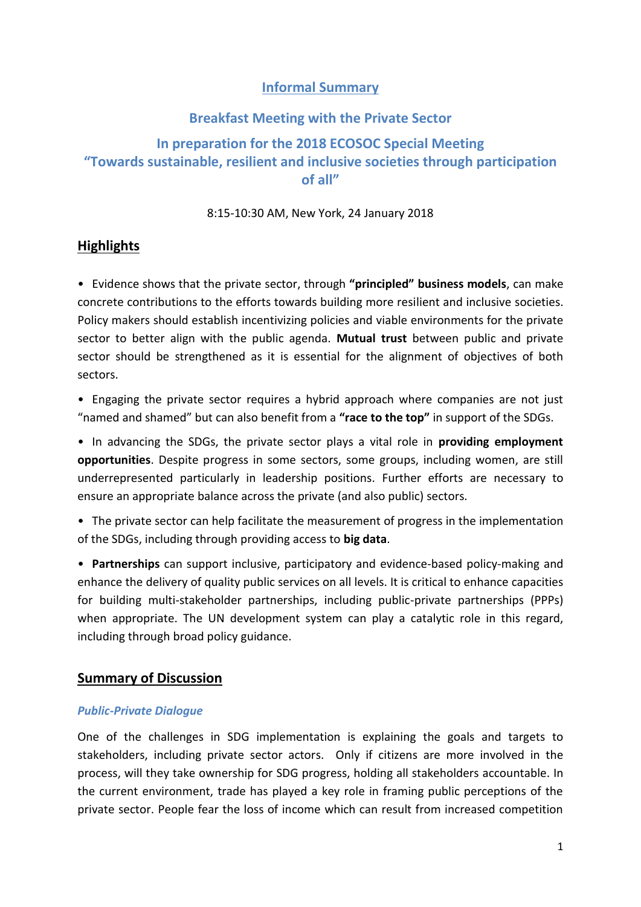# Informal Summary

## Breakfast Meeting with the Private Sector

## In preparation for the 2018 ECOSOC Special Meeting "Towards sustainable, resilient and inclusive societies through participation of all"

8:15-10:30 AM, New York, 24 January 2018

## Highlights

- Evidence shows that the private sector, through **"principled" business models**, can make concrete contributions to the efforts towards building more resilient and inclusive societies. Policy makers should establish incentivizing policies and viable environments for the private sector to better align with the public agenda. **Mutual trust** between public and private sector should be strengthened as it is essential for the alignment of objectives of both sectors.
- Engaging the private sector requires a hybrid approach where companies are not just "named and shamed" but can also benefit from a **"race to the top"** in support of the SDGs.
- In advancing the SDGs, the private sector plays a vital role in **providing employment opportunities**. Despite progress in some sectors, some groups, including women, are still underrepresented particularly in leadership positions. Further efforts are necessary to ensure an appropriate balance across the private (and also public) sectors.
- The private sector can help facilitate the measurement of progress in the implementation of the SDGs, including through providing access to **big data**.
- **Partnerships** can support inclusive, participatory and evidence-based policy-making and enhance the delivery of quality public services on all levels. It is critical to enhance capacities for building multi-stakeholder partnerships, including public-private partnerships (PPPs) when appropriate. The UN development system can play a catalytic role in this regard, including through broad policy guidance.

## Summary of Discussion

### *Public-Private Dialogue*

One of the challenges in SDG implementation is explaining the goals and targets to stakeholders, including private sector actors. Only if citizens are more involved in the process, will they take ownership for SDG progress, holding all stakeholders accountable. In the current environment, trade has played a key role in framing public perceptions of the private sector. People fear the loss of income which can result from increased competition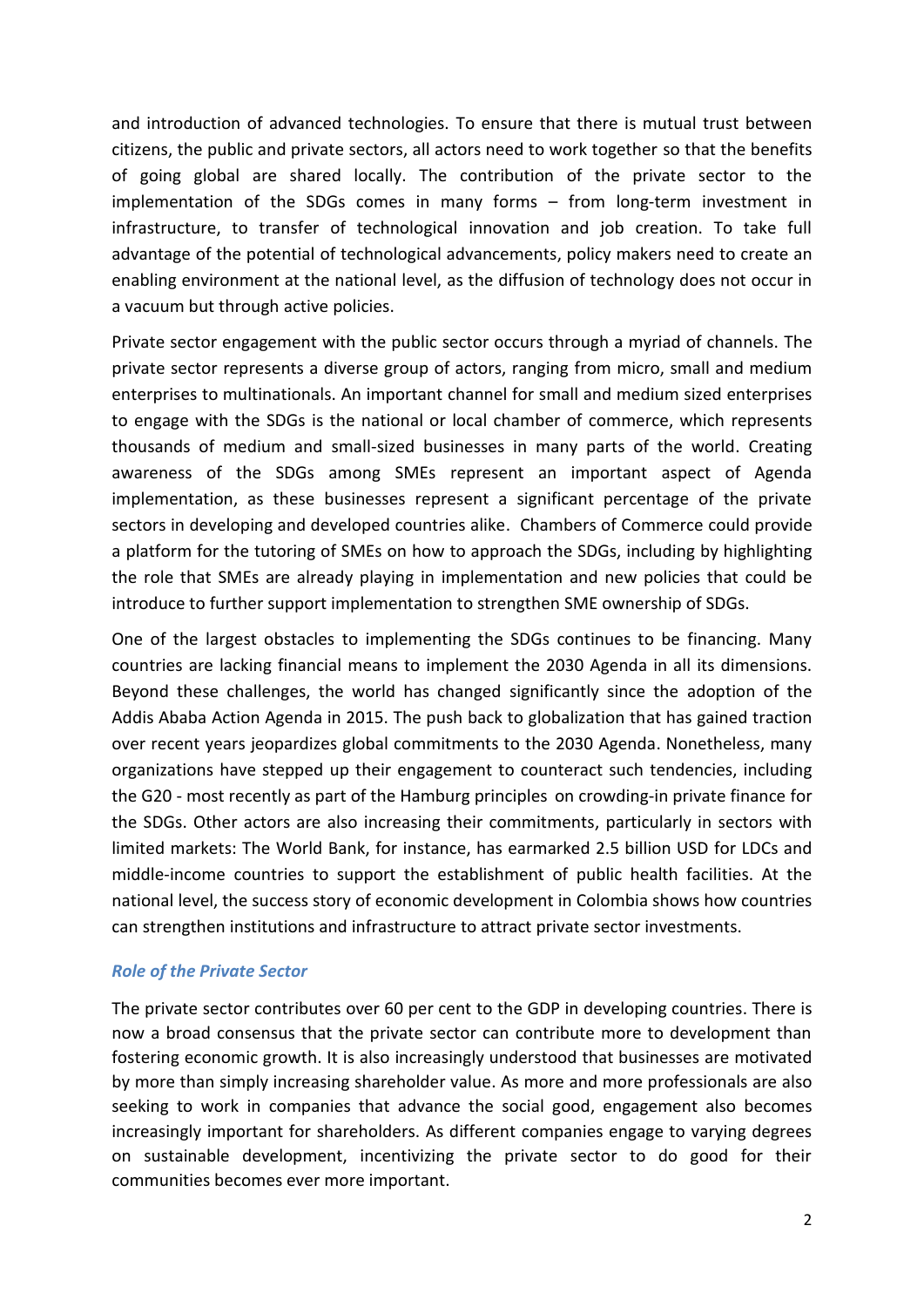and introduction of advanced technologies. To ensure that there is mutual trust between citizens, the public and private sectors, all actors need to work together so that the benefits of going global are shared locally. The contribution of the private sector to the implementation of the SDGs comes in many forms – from long-term investment in infrastructure, to transfer of technological innovation and job creation. To take full advantage of the potential of technological advancements, policy makers need to create an enabling environment at the national level, as the diffusion of technology does not occur in a vacuum but through active policies.

Private sector engagement with the public sector occurs through a myriad of channels. The private sector represents a diverse group of actors, ranging from micro, small and medium enterprises to multinationals. An important channel for small and medium sized enterprises to engage with the SDGs is the national or local chamber of commerce, which represents thousands of medium and small-sized businesses in many parts of the world. Creating awareness of the SDGs among SMEs represent an important aspect of Agenda implementation, as these businesses represent a significant percentage of the private sectors in developing and developed countries alike. Chambers of Commerce could provide a platform for the tutoring of SMEs on how to approach the SDGs, including by highlighting the role that SMEs are already playing in implementation and new policies that could be introduce to further support implementation to strengthen SME ownership of SDGs.

One of the largest obstacles to implementing the SDGs continues to be financing. Many countries are lacking financial means to implement the 2030 Agenda in all its dimensions. Beyond these challenges, the world has changed significantly since the adoption of the Addis Ababa Action Agenda in 2015. The push back to globalization that has gained traction over recent years jeopardizes global commitments to the 2030 Agenda. Nonetheless, many organizations have stepped up their engagement to counteract such tendencies, including the G20 - most recently as part of the Hamburg principles on crowding-in private finance for the SDGs. Other actors are also increasing their commitments, particularly in sectors with limited markets: The World Bank, for instance, has earmarked 2.5 billion USD for LDCs and middle-income countries to support the establishment of public health facilities. At the national level, the success story of economic development in Colombia shows how countries can strengthen institutions and infrastructure to attract private sector investments.

### *Role of the Private Sector*

The private sector contributes over 60 per cent to the GDP in developing countries. There is now a broad consensus that the private sector can contribute more to development than fostering economic growth. It is also increasingly understood that businesses are motivated by more than simply increasing shareholder value. As more and more professionals are also seeking to work in companies that advance the social good, engagement also becomes increasingly important for shareholders. As different companies engage to varying degrees on sustainable development, incentivizing the private sector to do good for their communities becomes ever more important.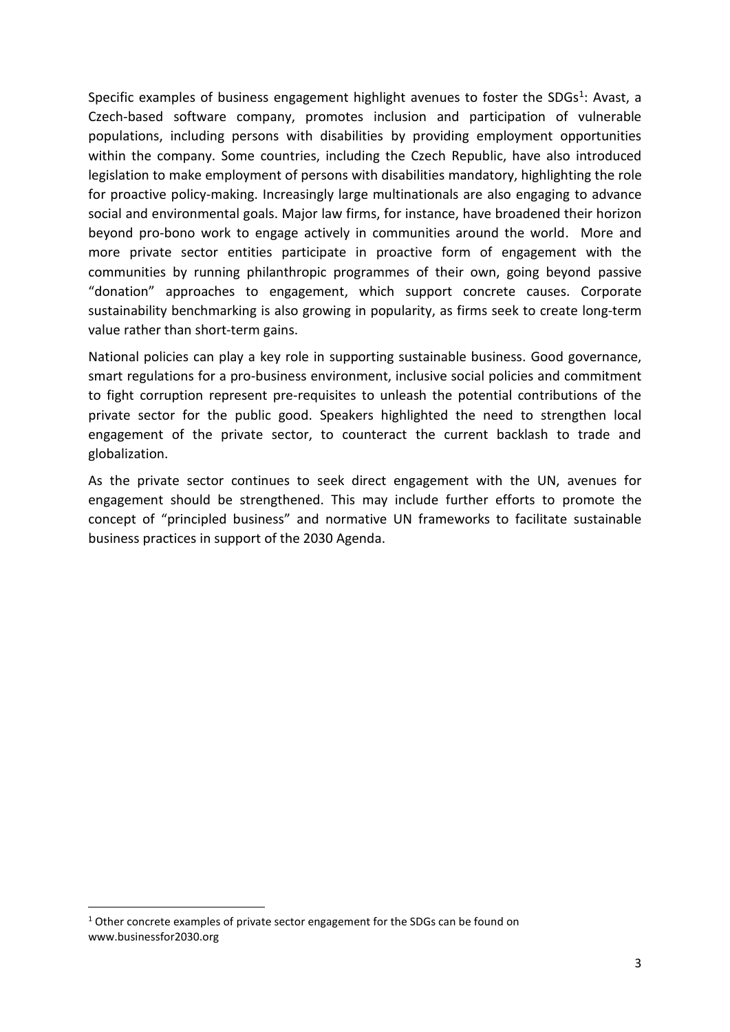Specific examples of business engagement highlight avenues to foster the SDGs[1]: Avast, a Czech-based software company, promotes inclusion and participation of vulnerable populations, including persons with disabilities by providing employment opportunities within the company. Some countries, including the Czech Republic, have also introduced legislation to make employment of persons with disabilities mandatory, highlighting the role for proactive policy-making. Increasingly large multinationals are also engaging to advance social and environmental goals. Major law firms, for instance, have broadened their horizon beyond pro-bono work to engage actively in communities around the world. More and more private sector entities participate in proactive form of engagement with the communities by running philanthropic programmes of their own, going beyond passive "donation" approaches to engagement, which support concrete causes. Corporate sustainability benchmarking is also growing in popularity, as firms seek to create long-term value rather than short-term gains.

National policies can play a key role in supporting sustainable business. Good governance, smart regulations for a pro-business environment, inclusive social policies and commitment to fight corruption represent pre-requisites to unleash the potential contributions of the private sector for the public good. Speakers highlighted the need to strengthen local engagement of the private sector, to counteract the current backlash to trade and globalization.

As the private sector continues to seek direct engagement with the UN, avenues for engagement should be strengthened. This may include further efforts to promote the concept of "principled business" and normative UN frameworks to facilitate sustainable business practices in support of the 2030 Agenda.

[1] Other concrete examples of private sector engagement for the SDGs can be found on www.businessfor2030.org